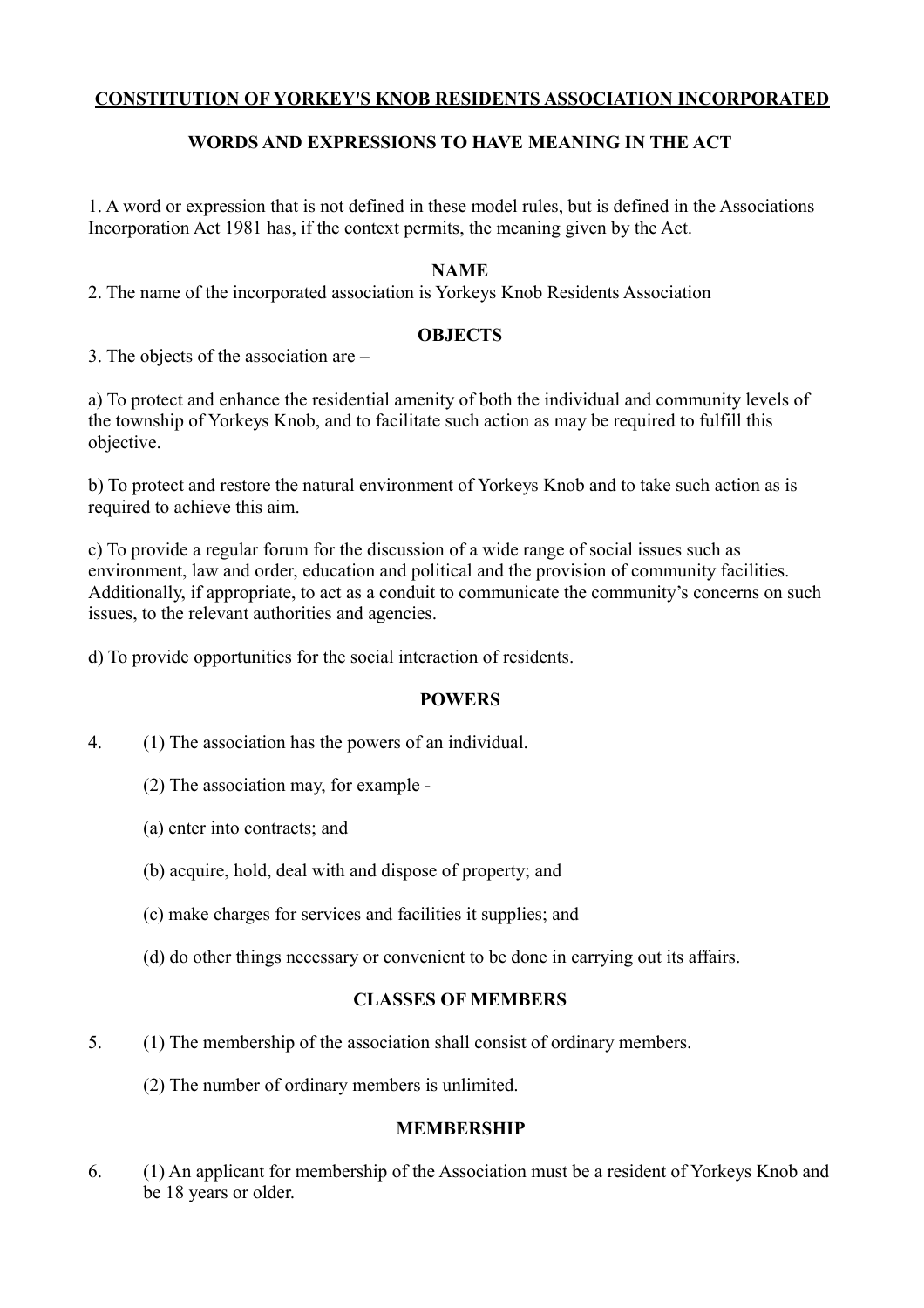# CONSTITUTION OF YORKEY'S KNOB RESIDENTS ASSOCIATION INCORPORATED

## WORDS AND EXPRESSIONS TO HAVE MEANING IN THE ACT

1. A word or expression that is not defined in these model rules, but is defined in the Associations Incorporation Act 1981 has, if the context permits, the meaning given by the Act.

## NAME

2. The name of the incorporated association is Yorkeys Knob Residents Association

## OBJECTS

3. The objects of the association are –

a) To protect and enhance the residential amenity of both the individual and community levels of the township of Yorkeys Knob, and to facilitate such action as may be required to fulfill this objective.

b) To protect and restore the natural environment of Yorkeys Knob and to take such action as is required to achieve this aim.

c) To provide a regular forum for the discussion of a wide range of social issues such as environment, law and order, education and political and the provision of community facilities. Additionally, if appropriate, to act as a conduit to communicate the community's concerns on such issues, to the relevant authorities and agencies.

d) To provide opportunities for the social interaction of residents.

## POWERS

4. (1) The association has the powers of an individual.

   (2) The association may, for example -

   (a) enter into contracts; and

   (b) acquire, hold, deal with and dispose of property; and

   (c) make charges for services and facilities it supplies; and

   (d) do other things necessary or convenient to be done in carrying out its affairs.

## CLASSES OF MEMBERS

5. (1) The membership of the association shall consist of ordinary members.

   (2) The number of ordinary members is unlimited.

## MEMBERSHIP

6. (1) An applicant for membership of the Association must be a resident of Yorkeys Knob and be 18 years or older.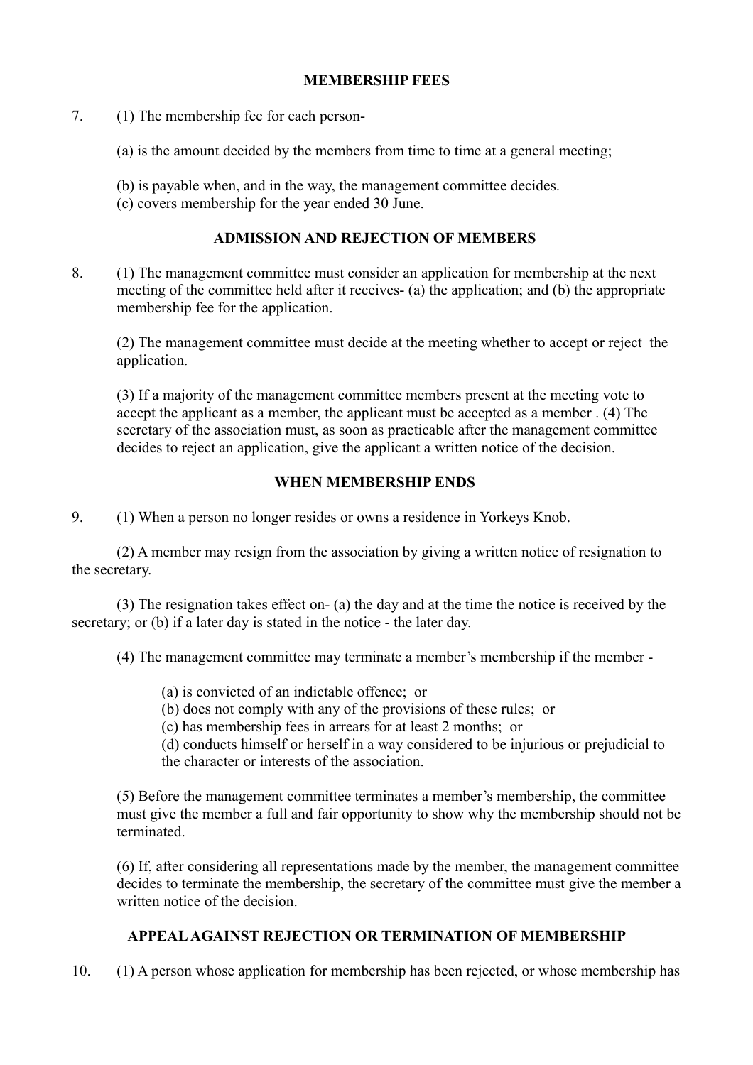## MEMBERSHIP FEES

7. (1) The membership fee for each person-

(a) is the amount decided by the members from time to time at a general meeting;

(b) is payable when, and in the way, the management committee decides.
(c) covers membership for the year ended 30 June.

## ADMISSION AND REJECTION OF MEMBERS

8. (1) The management committee must consider an application for membership at the next meeting of the committee held after it receives- (a) the application; and (b) the appropriate membership fee for the application.

(2) The management committee must decide at the meeting whether to accept or reject the application.

(3) If a majority of the management committee members present at the meeting vote to accept the applicant as a member, the applicant must be accepted as a member . (4) The secretary of the association must, as soon as practicable after the management committee decides to reject an application, give the applicant a written notice of the decision.

## WHEN MEMBERSHIP ENDS

9. (1) When a person no longer resides or owns a residence in Yorkeys Knob.

(2) A member may resign from the association by giving a written notice of resignation to the secretary.

(3) The resignation takes effect on- (a) the day and at the time the notice is received by the secretary; or (b) if a later day is stated in the notice - the later day.

(4) The management committee may terminate a member's membership if the member -

(a) is convicted of an indictable offence; or
(b) does not comply with any of the provisions of these rules; or
(c) has membership fees in arrears for at least 2 months; or
(d) conducts himself or herself in a way considered to be injurious or prejudicial to the character or interests of the association.

(5) Before the management committee terminates a member's membership, the committee must give the member a full and fair opportunity to show why the membership should not be terminated.

(6) If, after considering all representations made by the member, the management committee decides to terminate the membership, the secretary of the committee must give the member a written notice of the decision.

## APPEAL AGAINST REJECTION OR TERMINATION OF MEMBERSHIP

10. (1) A person whose application for membership has been rejected, or whose membership has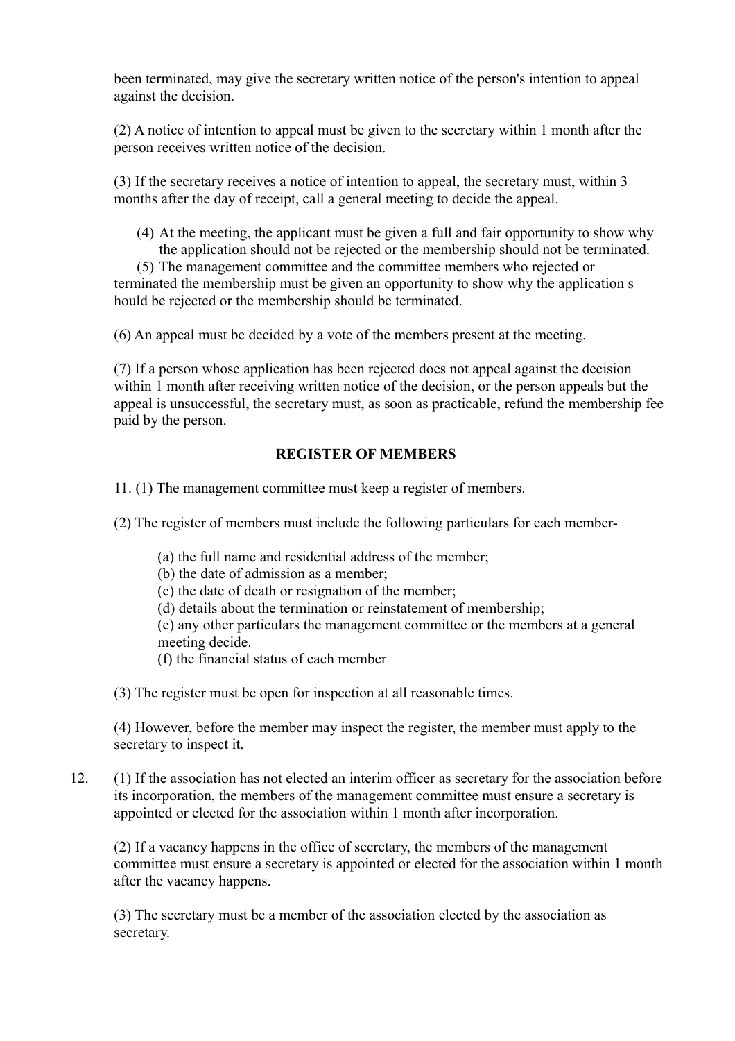been terminated, may give the secretary written notice of the person's intention to appeal against the decision.

(2) A notice of intention to appeal must be given to the secretary within 1 month after the person receives written notice of the decision.

(3) If the secretary receives a notice of intention to appeal, the secretary must, within 3 months after the day of receipt, call a general meeting to decide the appeal.

(4) At the meeting, the applicant must be given a full and fair opportunity to show why the application should not be rejected or the membership should not be terminated.

(5) The management committee and the committee members who rejected or terminated the membership must be given an opportunity to show why the application s hould be rejected or the membership should be terminated.

(6) An appeal must be decided by a vote of the members present at the meeting.

(7) If a person whose application has been rejected does not appeal against the decision within 1 month after receiving written notice of the decision, or the person appeals but the appeal is unsuccessful, the secretary must, as soon as practicable, refund the membership fee paid by the person.

## REGISTER OF MEMBERS

11. (1) The management committee must keep a register of members.

(2) The register of members must include the following particulars for each member-

(a) the full name and residential address of the member;
(b) the date of admission as a member;
(c) the date of death or resignation of the member;
(d) details about the termination or reinstatement of membership;
(e) any other particulars the management committee or the members at a general meeting decide.
(f) the financial status of each member

(3) The register must be open for inspection at all reasonable times.

(4) However, before the member may inspect the register, the member must apply to the secretary to inspect it.

12. (1) If the association has not elected an interim officer as secretary for the association before its incorporation, the members of the management committee must ensure a secretary is appointed or elected for the association within 1 month after incorporation.

(2) If a vacancy happens in the office of secretary, the members of the management committee must ensure a secretary is appointed or elected for the association within 1 month after the vacancy happens.

(3) The secretary must be a member of the association elected by the association as secretary.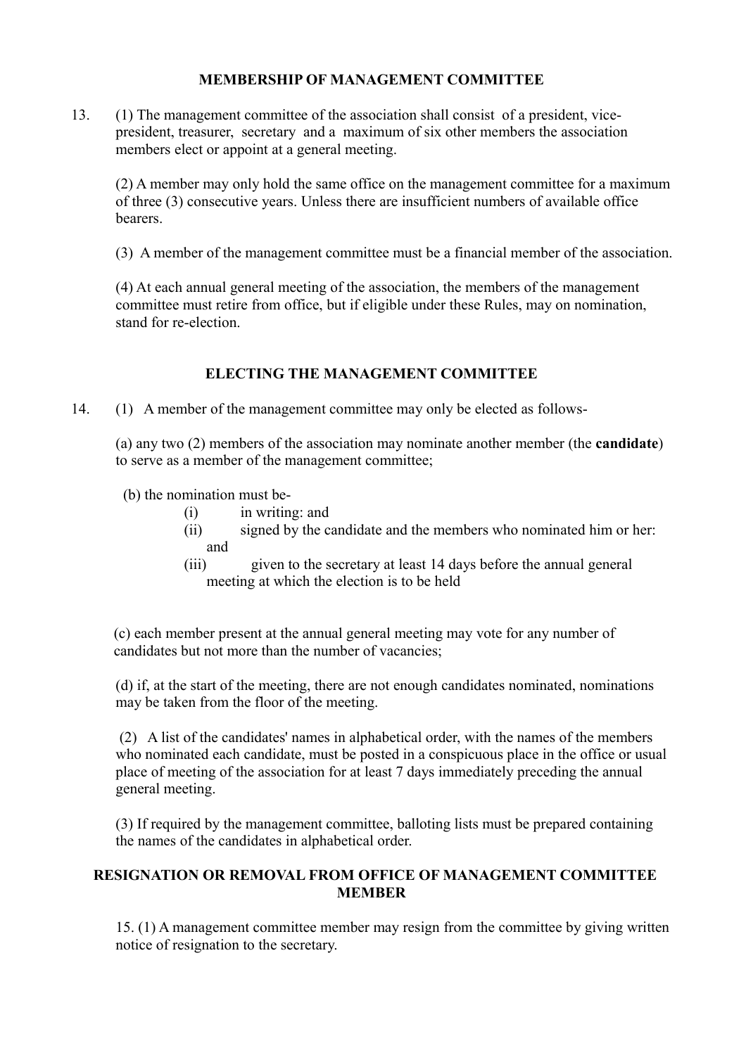## MEMBERSHIP OF MANAGEMENT COMMITTEE

13. (1) The management committee of the association shall consist of a president, vice-president, treasurer, secretary and a maximum of six other members the association members elect or appoint at a general meeting.

(2) A member may only hold the same office on the management committee for a maximum of three (3) consecutive years. Unless there are insufficient numbers of available office bearers.

(3) A member of the management committee must be a financial member of the association.

(4) At each annual general meeting of the association, the members of the management committee must retire from office, but if eligible under these Rules, may on nomination, stand for re-election.

## ELECTING THE MANAGEMENT COMMITTEE

14. (1) A member of the management committee may only be elected as follows-

(a) any two (2) members of the association may nominate another member (the **candidate**) to serve as a member of the management committee;

(b) the nomination must be-
- (i) in writing: and
- (ii) signed by the candidate and the members who nominated him or her: and
- (iii) given to the secretary at least 14 days before the annual general meeting at which the election is to be held

(c) each member present at the annual general meeting may vote for any number of candidates but not more than the number of vacancies;

(d) if, at the start of the meeting, there are not enough candidates nominated, nominations may be taken from the floor of the meeting.

(2) A list of the candidates' names in alphabetical order, with the names of the members who nominated each candidate, must be posted in a conspicuous place in the office or usual place of meeting of the association for at least 7 days immediately preceding the annual general meeting.

(3) If required by the management committee, balloting lists must be prepared containing the names of the candidates in alphabetical order.

## RESIGNATION OR REMOVAL FROM OFFICE OF MANAGEMENT COMMITTEE MEMBER

15. (1) A management committee member may resign from the committee by giving written notice of resignation to the secretary.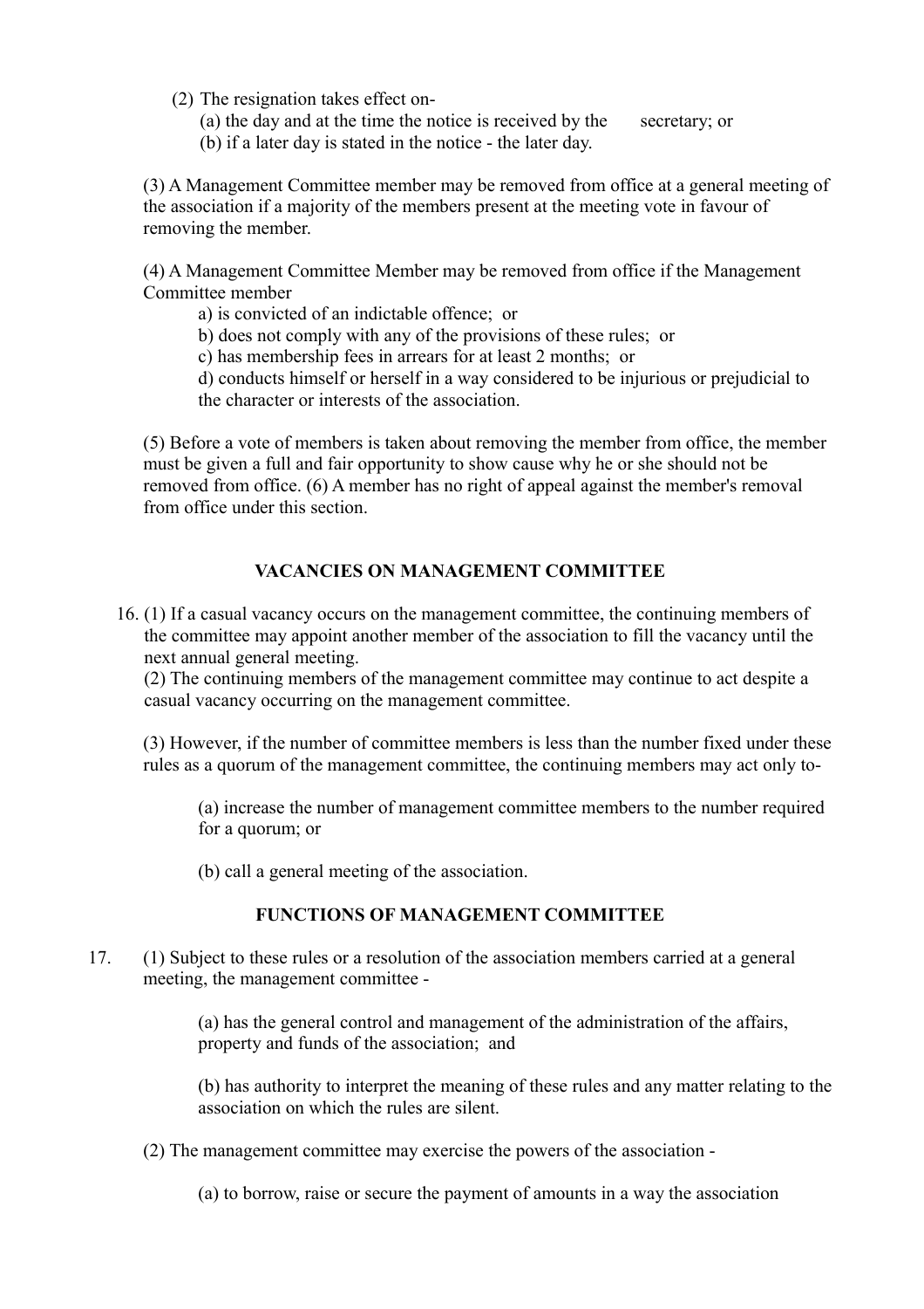(2) The resignation takes effect on-

(a) the day and at the time the notice is received by the secretary; or

(b) if a later day is stated in the notice - the later day.

(3) A Management Committee member may be removed from office at a general meeting of the association if a majority of the members present at the meeting vote in favour of removing the member.

(4) A Management Committee Member may be removed from office if the Management Committee member

a) is convicted of an indictable offence; or

b) does not comply with any of the provisions of these rules; or

c) has membership fees in arrears for at least 2 months; or

d) conducts himself or herself in a way considered to be injurious or prejudicial to the character or interests of the association.

(5) Before a vote of members is taken about removing the member from office, the member must be given a full and fair opportunity to show cause why he or she should not be removed from office. (6) A member has no right of appeal against the member's removal from office under this section.

## VACANCIES ON MANAGEMENT COMMITTEE

16. (1) If a casual vacancy occurs on the management committee, the continuing members of the committee may appoint another member of the association to fill the vacancy until the next annual general meeting.

(2) The continuing members of the management committee may continue to act despite a casual vacancy occurring on the management committee.

(3) However, if the number of committee members is less than the number fixed under these rules as a quorum of the management committee, the continuing members may act only to-

(a) increase the number of management committee members to the number required for a quorum; or

(b) call a general meeting of the association.

## FUNCTIONS OF MANAGEMENT COMMITTEE

17. (1) Subject to these rules or a resolution of the association members carried at a general meeting, the management committee -

(a) has the general control and management of the administration of the affairs, property and funds of the association; and

(b) has authority to interpret the meaning of these rules and any matter relating to the association on which the rules are silent.

(2) The management committee may exercise the powers of the association -

(a) to borrow, raise or secure the payment of amounts in a way the association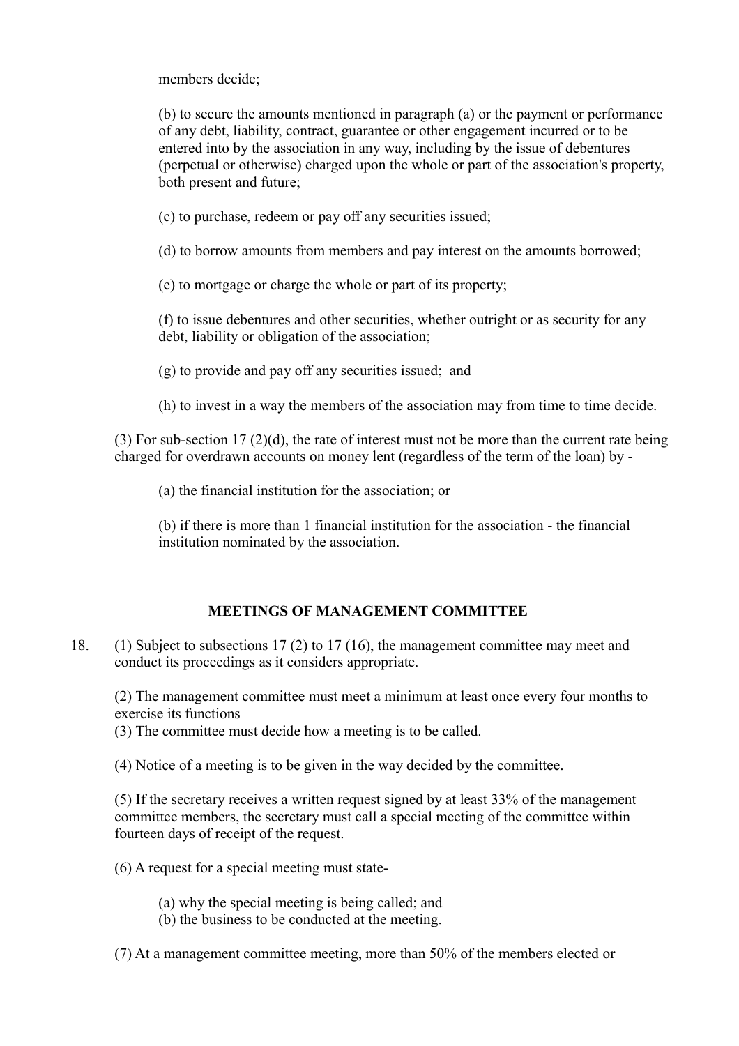members decide;

(b) to secure the amounts mentioned in paragraph (a) or the payment or performance of any debt, liability, contract, guarantee or other engagement incurred or to be entered into by the association in any way, including by the issue of debentures (perpetual or otherwise) charged upon the whole or part of the association's property, both present and future;

(c) to purchase, redeem or pay off any securities issued;

(d) to borrow amounts from members and pay interest on the amounts borrowed;

(e) to mortgage or charge the whole or part of its property;

(f) to issue debentures and other securities, whether outright or as security for any debt, liability or obligation of the association;

(g) to provide and pay off any securities issued; and

(h) to invest in a way the members of the association may from time to time decide.

(3) For sub-section 17 (2)(d), the rate of interest must not be more than the current rate being charged for overdrawn accounts on money lent (regardless of the term of the loan) by -

(a) the financial institution for the association; or

(b) if there is more than 1 financial institution for the association - the financial institution nominated by the association.

## MEETINGS OF MANAGEMENT COMMITTEE

18. (1) Subject to subsections 17 (2) to 17 (16), the management committee may meet and conduct its proceedings as it considers appropriate.

(2) The management committee must meet a minimum at least once every four months to exercise its functions

(3) The committee must decide how a meeting is to be called.

(4) Notice of a meeting is to be given in the way decided by the committee.

(5) If the secretary receives a written request signed by at least 33% of the management committee members, the secretary must call a special meeting of the committee within fourteen days of receipt of the request.

(6) A request for a special meeting must state-

(a) why the special meeting is being called; and
(b) the business to be conducted at the meeting.

(7) At a management committee meeting, more than 50% of the members elected or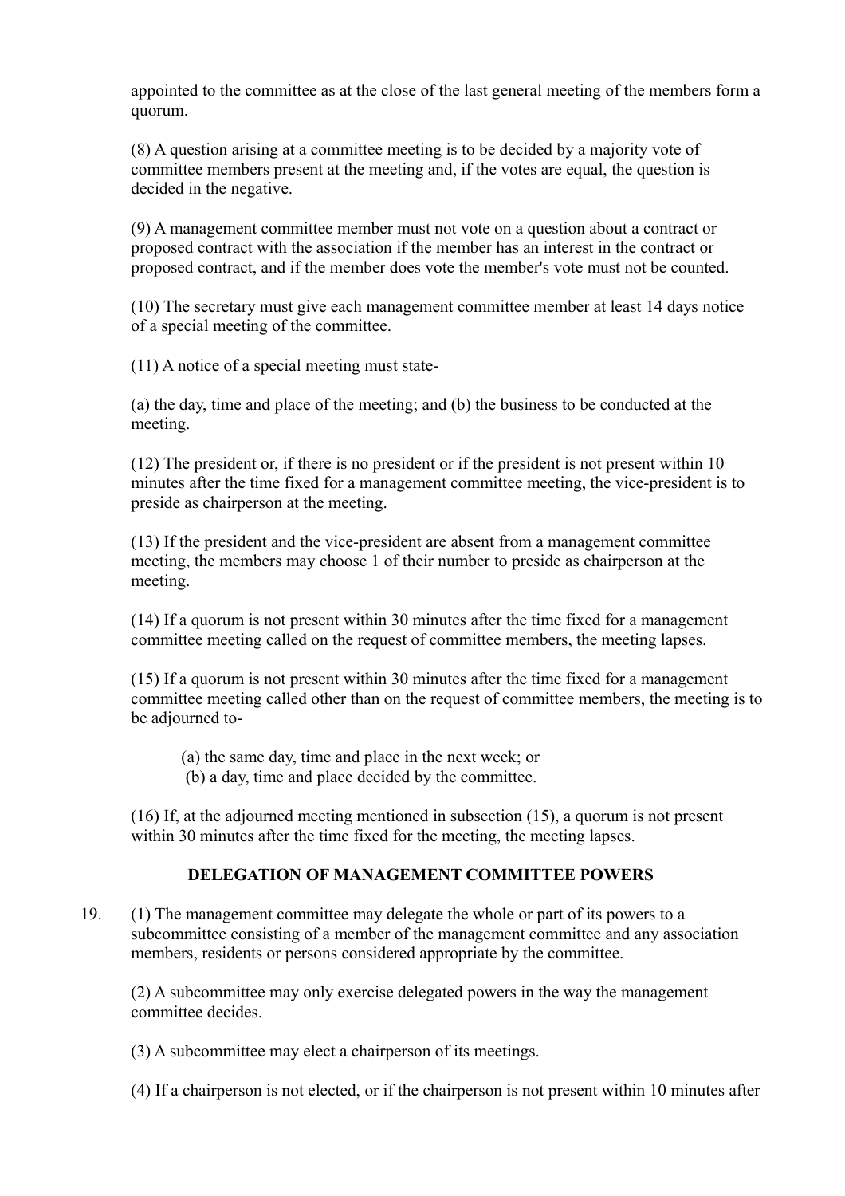appointed to the committee as at the close of the last general meeting of the members form a quorum.

(8) A question arising at a committee meeting is to be decided by a majority vote of committee members present at the meeting and, if the votes are equal, the question is decided in the negative.

(9) A management committee member must not vote on a question about a contract or proposed contract with the association if the member has an interest in the contract or proposed contract, and if the member does vote the member's vote must not be counted.

(10) The secretary must give each management committee member at least 14 days notice of a special meeting of the committee.

(11) A notice of a special meeting must state-

(a) the day, time and place of the meeting; and (b) the business to be conducted at the meeting.

(12) The president or, if there is no president or if the president is not present within 10 minutes after the time fixed for a management committee meeting, the vice-president is to preside as chairperson at the meeting.

(13) If the president and the vice-president are absent from a management committee meeting, the members may choose 1 of their number to preside as chairperson at the meeting.

(14) If a quorum is not present within 30 minutes after the time fixed for a management committee meeting called on the request of committee members, the meeting lapses.

(15) If a quorum is not present within 30 minutes after the time fixed for a management committee meeting called other than on the request of committee members, the meeting is to be adjourned to-

(a) the same day, time and place in the next week; or
(b) a day, time and place decided by the committee.

(16) If, at the adjourned meeting mentioned in subsection (15), a quorum is not present within 30 minutes after the time fixed for the meeting, the meeting lapses.

## DELEGATION OF MANAGEMENT COMMITTEE POWERS

19. (1) The management committee may delegate the whole or part of its powers to a subcommittee consisting of a member of the management committee and any association members, residents or persons considered appropriate by the committee.

(2) A subcommittee may only exercise delegated powers in the way the management committee decides.

(3) A subcommittee may elect a chairperson of its meetings.

(4) If a chairperson is not elected, or if the chairperson is not present within 10 minutes after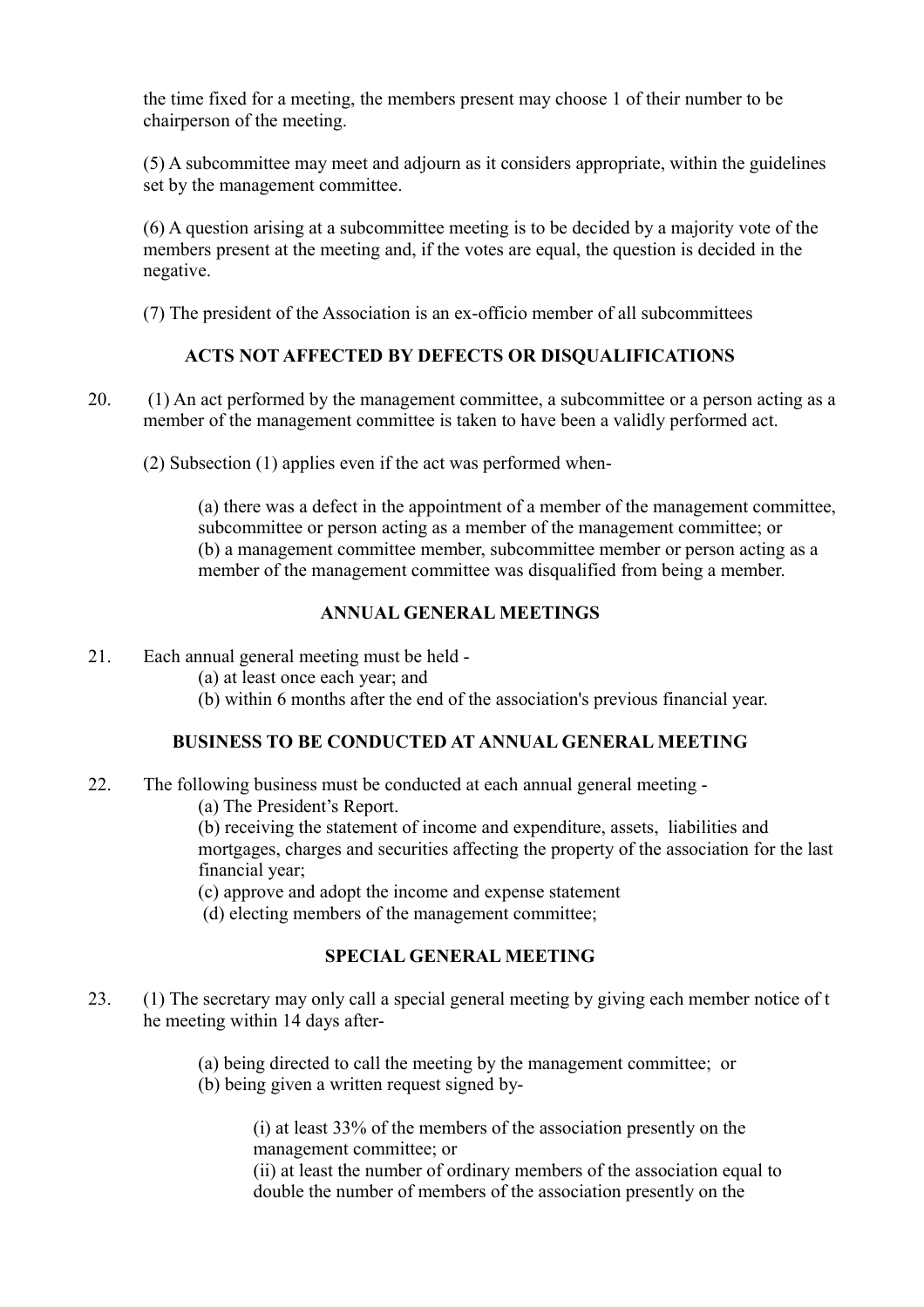the time fixed for a meeting, the members present may choose 1 of their number to be chairperson of the meeting.

(5) A subcommittee may meet and adjourn as it considers appropriate, within the guidelines set by the management committee.

(6) A question arising at a subcommittee meeting is to be decided by a majority vote of the members present at the meeting and, if the votes are equal, the question is decided in the negative.

(7) The president of the Association is an ex-officio member of all subcommittees

## ACTS NOT AFFECTED BY DEFECTS OR DISQUALIFICATIONS

20. (1) An act performed by the management committee, a subcommittee or a person acting as a member of the management committee is taken to have been a validly performed act.

(2) Subsection (1) applies even if the act was performed when-

(a) there was a defect in the appointment of a member of the management committee, subcommittee or person acting as a member of the management committee; or
(b) a management committee member, subcommittee member or person acting as a member of the management committee was disqualified from being a member.

## ANNUAL GENERAL MEETINGS

21. Each annual general meeting must be held -
(a) at least once each year; and
(b) within 6 months after the end of the association's previous financial year.

## BUSINESS TO BE CONDUCTED AT ANNUAL GENERAL MEETING

22. The following business must be conducted at each annual general meeting -
(a) The President's Report.
(b) receiving the statement of income and expenditure, assets, liabilities and mortgages, charges and securities affecting the property of the association for the last financial year;
(c) approve and adopt the income and expense statement
(d) electing members of the management committee;

## SPECIAL GENERAL MEETING

23. (1) The secretary may only call a special general meeting by giving each member notice of t he meeting within 14 days after-

(a) being directed to call the meeting by the management committee; or
(b) being given a written request signed by-

(i) at least 33% of the members of the association presently on the management committee; or
(ii) at least the number of ordinary members of the association equal to double the number of members of the association presently on the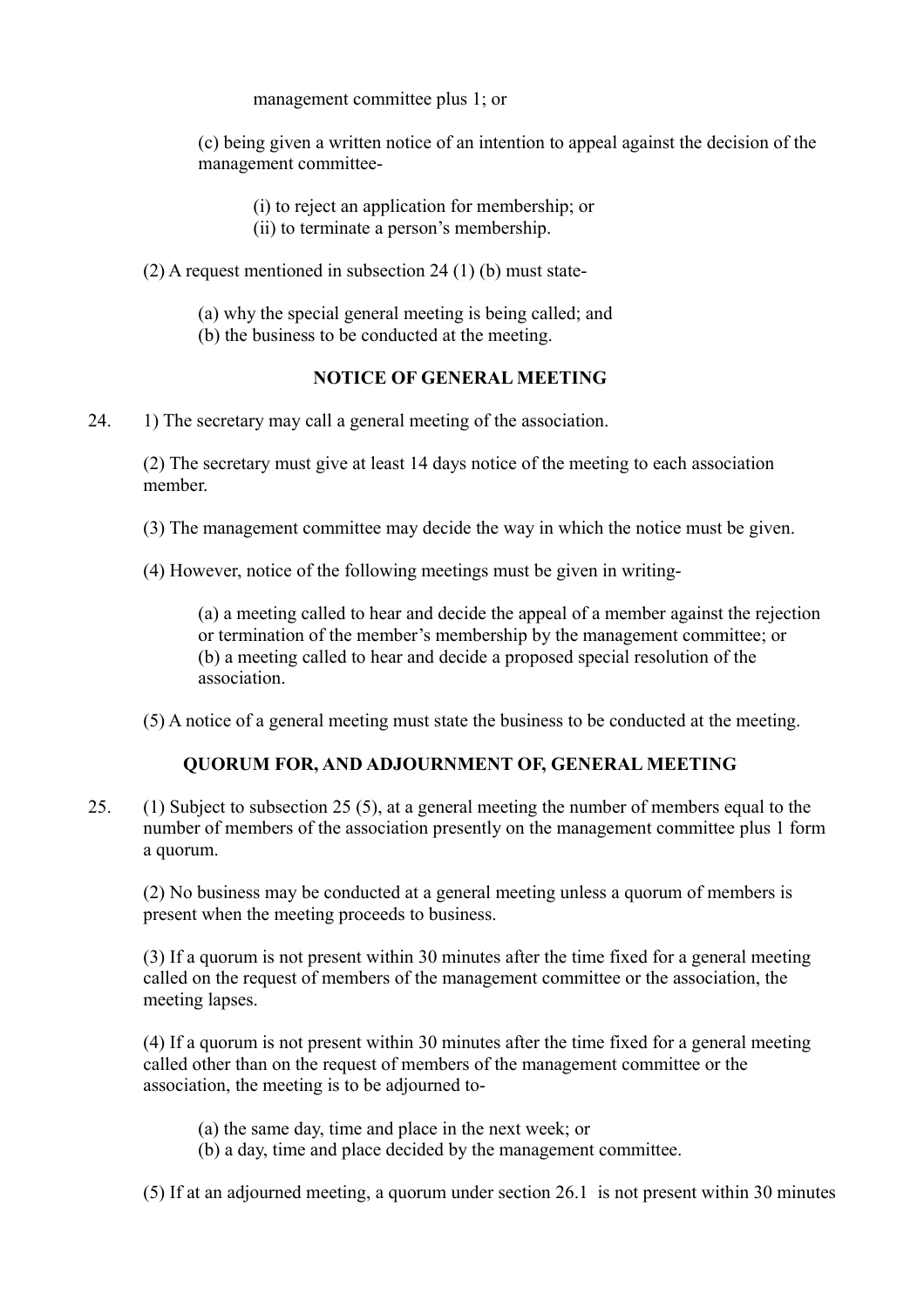management committee plus 1; or

(c) being given a written notice of an intention to appeal against the decision of the management committee-

(i) to reject an application for membership; or
(ii) to terminate a person's membership.

(2) A request mentioned in subsection 24 (1) (b) must state-

(a) why the special general meeting is being called; and
(b) the business to be conducted at the meeting.

**NOTICE OF GENERAL MEETING**

24. 1) The secretary may call a general meeting of the association.

(2) The secretary must give at least 14 days notice of the meeting to each association member.

(3) The management committee may decide the way in which the notice must be given.

(4) However, notice of the following meetings must be given in writing-

(a) a meeting called to hear and decide the appeal of a member against the rejection or termination of the member's membership by the management committee; or
(b) a meeting called to hear and decide a proposed special resolution of the association.

(5) A notice of a general meeting must state the business to be conducted at the meeting.

**QUORUM FOR, AND ADJOURNMENT OF, GENERAL MEETING**

25. (1) Subject to subsection 25 (5), at a general meeting the number of members equal to the number of members of the association presently on the management committee plus 1 form a quorum.

(2) No business may be conducted at a general meeting unless a quorum of members is present when the meeting proceeds to business.

(3) If a quorum is not present within 30 minutes after the time fixed for a general meeting called on the request of members of the management committee or the association, the meeting lapses.

(4) If a quorum is not present within 30 minutes after the time fixed for a general meeting called other than on the request of members of the management committee or the association, the meeting is to be adjourned to-

(a) the same day, time and place in the next week; or
(b) a day, time and place decided by the management committee.

(5) If at an adjourned meeting, a quorum under section 26.1 is not present within 30 minutes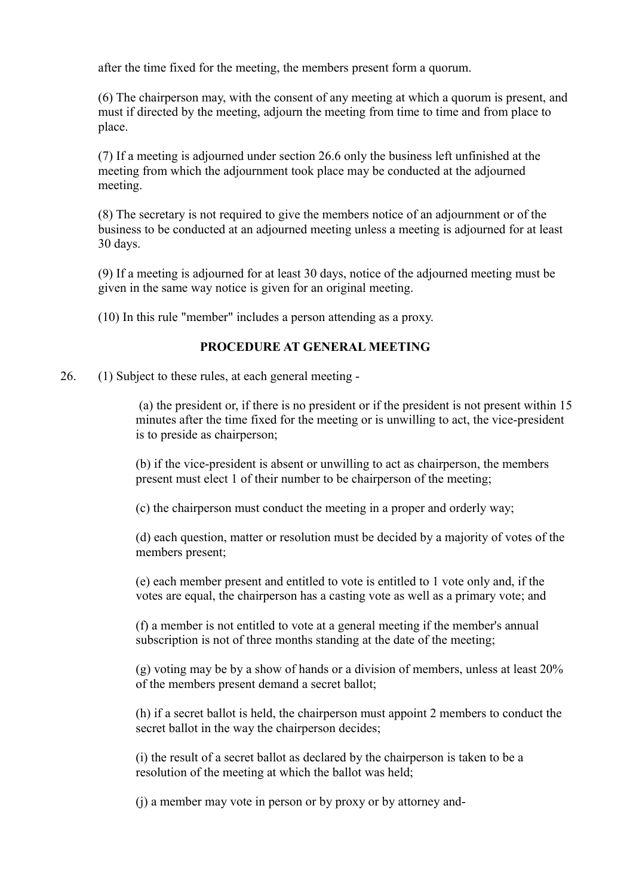after the time fixed for the meeting, the members present form a quorum.

(6) The chairperson may, with the consent of any meeting at which a quorum is present, and must if directed by the meeting, adjourn the meeting from time to time and from place to place.

(7) If a meeting is adjourned under section 26.6 only the business left unfinished at the meeting from which the adjournment took place may be conducted at the adjourned meeting.

(8) The secretary is not required to give the members notice of an adjournment or of the business to be conducted at an adjourned meeting unless a meeting is adjourned for at least 30 days.

(9) If a meeting is adjourned for at least 30 days, notice of the adjourned meeting must be given in the same way notice is given for an original meeting.

(10) In this rule "member" includes a person attending as a proxy.

**PROCEDURE AT GENERAL MEETING**

26. (1) Subject to these rules, at each general meeting -

(a) the president or, if there is no president or if the president is not present within 15 minutes after the time fixed for the meeting or is unwilling to act, the vice-president is to preside as chairperson;

(b) if the vice-president is absent or unwilling to act as chairperson, the members present must elect 1 of their number to be chairperson of the meeting;

(c) the chairperson must conduct the meeting in a proper and orderly way;

(d) each question, matter or resolution must be decided by a majority of votes of the members present;

(e) each member present and entitled to vote is entitled to 1 vote only and, if the votes are equal, the chairperson has a casting vote as well as a primary vote; and

(f) a member is not entitled to vote at a general meeting if the member's annual subscription is not of three months standing at the date of the meeting;

(g) voting may be by a show of hands or a division of members, unless at least 20% of the members present demand a secret ballot;

(h) if a secret ballot is held, the chairperson must appoint 2 members to conduct the secret ballot in the way the chairperson decides;

(i) the result of a secret ballot as declared by the chairperson is taken to be a resolution of the meeting at which the ballot was held;

(j) a member may vote in person or by proxy or by attorney and-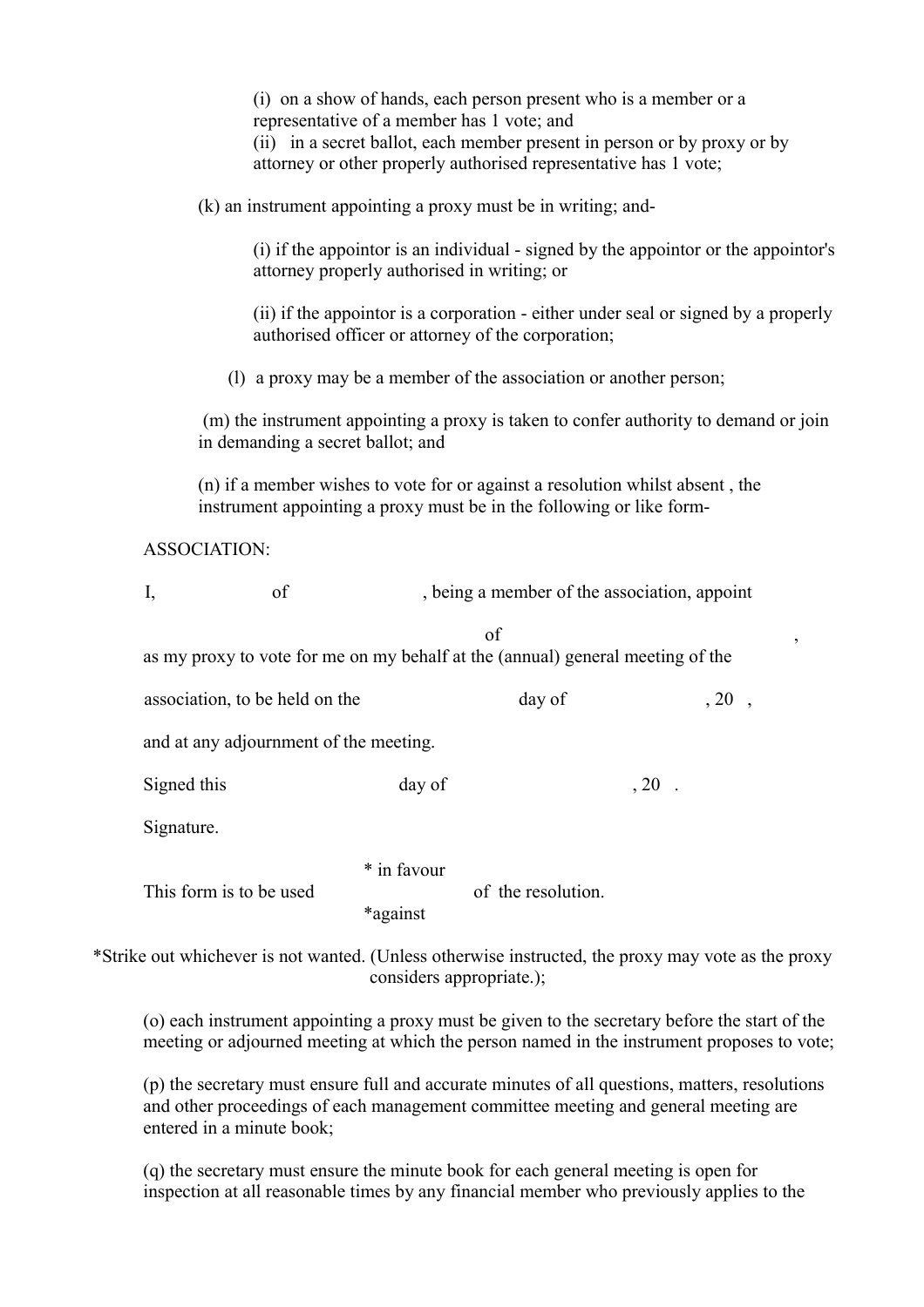(i) on a show of hands, each person present who is a member or a representative of a member has 1 vote; and
(ii) in a secret ballot, each member present in person or by proxy or by attorney or other properly authorised representative has 1 vote;

(k) an instrument appointing a proxy must be in writing; and-

(i) if the appointor is an individual - signed by the appointor or the appointor's attorney properly authorised in writing; or

(ii) if the appointor is a corporation - either under seal or signed by a properly authorised officer or attorney of the corporation;

(l) a proxy may be a member of the association or another person;

(m) the instrument appointing a proxy is taken to confer authority to demand or join in demanding a secret ballot; and

(n) if a member wishes to vote for or against a resolution whilst absent , the instrument appointing a proxy must be in the following or like form-

ASSOCIATION:

I, &nbsp;&nbsp;&nbsp;&nbsp;&nbsp;&nbsp;&nbsp;&nbsp; of &nbsp;&nbsp;&nbsp;&nbsp;&nbsp;&nbsp;&nbsp;&nbsp; , being a member of the association, appoint

&nbsp;&nbsp;&nbsp;&nbsp;&nbsp;&nbsp;&nbsp;&nbsp; of &nbsp;&nbsp;&nbsp;&nbsp;&nbsp;&nbsp;&nbsp;&nbsp; ,

as my proxy to vote for me on my behalf at the (annual) general meeting of the

association, to be held on the &nbsp;&nbsp;&nbsp;&nbsp;&nbsp;&nbsp;&nbsp;&nbsp; day of &nbsp;&nbsp;&nbsp;&nbsp;&nbsp;&nbsp;&nbsp;&nbsp; , 20 ,

and at any adjournment of the meeting.

Signed this &nbsp;&nbsp;&nbsp;&nbsp;&nbsp;&nbsp;&nbsp;&nbsp; day of &nbsp;&nbsp;&nbsp;&nbsp;&nbsp;&nbsp;&nbsp;&nbsp; , 20 .

Signature.

This form is to be used * in favour / *against of the resolution.

*Strike out whichever is not wanted. (Unless otherwise instructed, the proxy may vote as the proxy considers appropriate.);

(o) each instrument appointing a proxy must be given to the secretary before the start of the meeting or adjourned meeting at which the person named in the instrument proposes to vote;

(p) the secretary must ensure full and accurate minutes of all questions, matters, resolutions and other proceedings of each management committee meeting and general meeting are entered in a minute book;

(q) the secretary must ensure the minute book for each general meeting is open for inspection at all reasonable times by any financial member who previously applies to the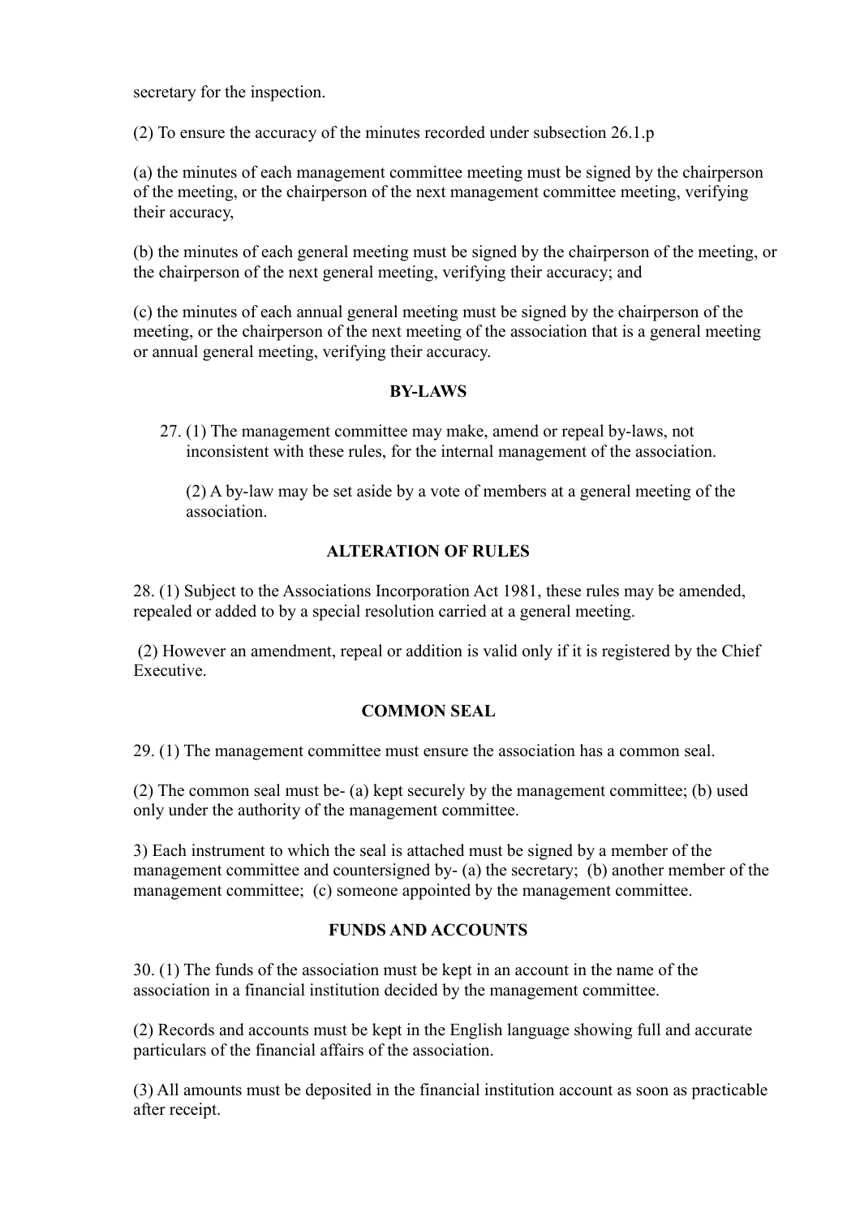secretary for the inspection.

(2) To ensure the accuracy of the minutes recorded under subsection 26.1.p

(a) the minutes of each management committee meeting must be signed by the chairperson of the meeting, or the chairperson of the next management committee meeting, verifying their accuracy,

(b) the minutes of each general meeting must be signed by the chairperson of the meeting, or the chairperson of the next general meeting, verifying their accuracy; and

(c) the minutes of each annual general meeting must be signed by the chairperson of the meeting, or the chairperson of the next meeting of the association that is a general meeting or annual general meeting, verifying their accuracy.

**BY-LAWS**

27. (1) The management committee may make, amend or repeal by-laws, not inconsistent with these rules, for the internal management of the association.

    (2) A by-law may be set aside by a vote of members at a general meeting of the association.

**ALTERATION OF RULES**

28. (1) Subject to the Associations Incorporation Act 1981, these rules may be amended, repealed or added to by a special resolution carried at a general meeting.

(2) However an amendment, repeal or addition is valid only if it is registered by the Chief Executive.

**COMMON SEAL**

29. (1) The management committee must ensure the association has a common seal.

(2) The common seal must be- (a) kept securely by the management committee; (b) used only under the authority of the management committee.

3) Each instrument to which the seal is attached must be signed by a member of the management committee and countersigned by- (a) the secretary; (b) another member of the management committee; (c) someone appointed by the management committee.

**FUNDS AND ACCOUNTS**

30. (1) The funds of the association must be kept in an account in the name of the association in a financial institution decided by the management committee.

(2) Records and accounts must be kept in the English language showing full and accurate particulars of the financial affairs of the association.

(3) All amounts must be deposited in the financial institution account as soon as practicable after receipt.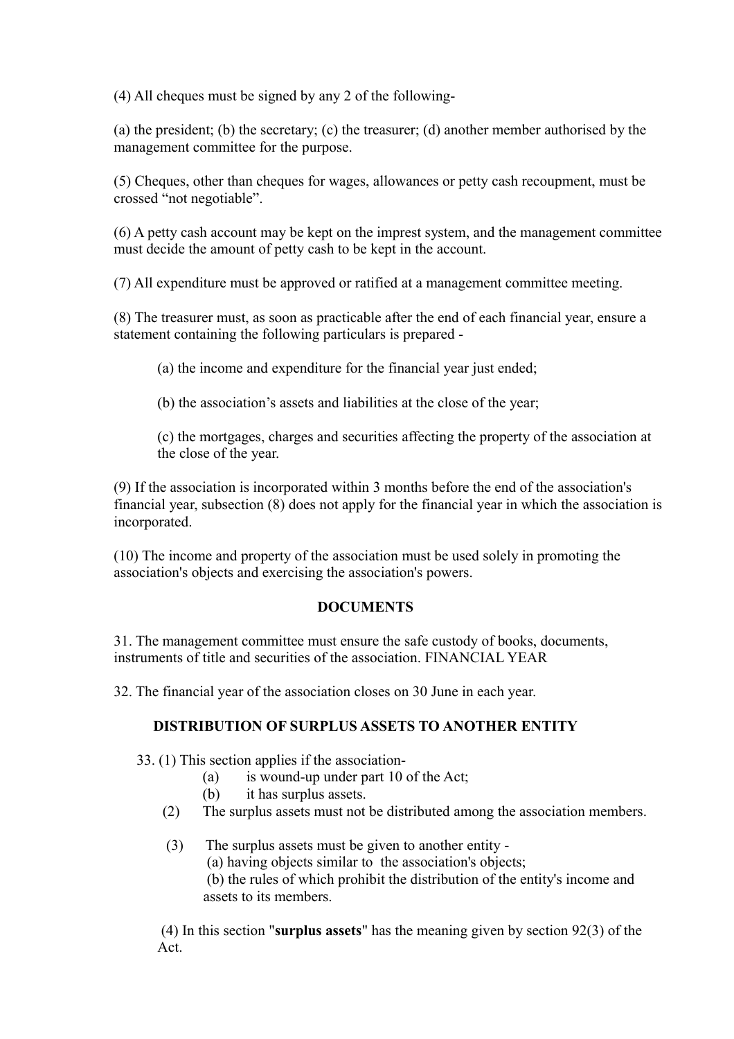(4) All cheques must be signed by any 2 of the following-

(a) the president; (b) the secretary; (c) the treasurer; (d) another member authorised by the management committee for the purpose.

(5) Cheques, other than cheques for wages, allowances or petty cash recoupment, must be crossed "not negotiable".

(6) A petty cash account may be kept on the imprest system, and the management committee must decide the amount of petty cash to be kept in the account.

(7) All expenditure must be approved or ratified at a management committee meeting.

(8) The treasurer must, as soon as practicable after the end of each financial year, ensure a statement containing the following particulars is prepared -

> (a) the income and expenditure for the financial year just ended;
>
> (b) the association's assets and liabilities at the close of the year;
>
> (c) the mortgages, charges and securities affecting the property of the association at the close of the year.

(9) If the association is incorporated within 3 months before the end of the association's financial year, subsection (8) does not apply for the financial year in which the association is incorporated.

(10) The income and property of the association must be used solely in promoting the association's objects and exercising the association's powers.

## DOCUMENTS

31. The management committee must ensure the safe custody of books, documents, instruments of title and securities of the association. FINANCIAL YEAR

32. The financial year of the association closes on 30 June in each year.

## DISTRIBUTION OF SURPLUS ASSETS TO ANOTHER ENTITY

33. (1) This section applies if the association-
    - (a) is wound-up under part 10 of the Act;
    - (b) it has surplus assets.

(2) The surplus assets must not be distributed among the association members.

(3) The surplus assets must be given to another entity -
   (a) having objects similar to the association's objects;
   (b) the rules of which prohibit the distribution of the entity's income and assets to its members.

(4) In this section "**surplus assets**" has the meaning given by section 92(3) of the Act.